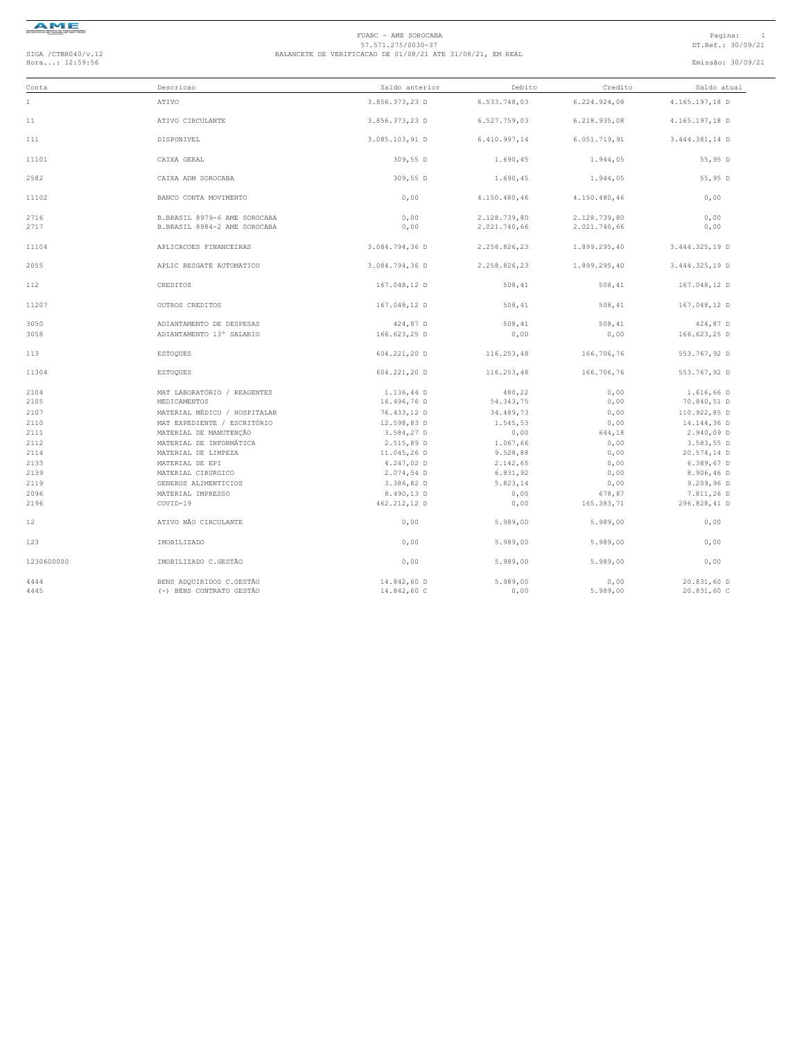FUABC - AME SOROCABA
57.571.275/0030-37
BALANCETE DE VERIFICACAO DE 01/08/21 ATE 31/08/21, EM REAL

SIGA /CTBR040/v.12
Hora...: 12:59:56

DT.Ref.: 30/09/21
Emissão: 30/09/21

| Conta | Descricao | Saldo anterior | Debito | Credito | Saldo atual |
|---|---|---|---|---|---|
| 1 | ATIVO | 3.856.373,23 D | 6.533.748,03 | 6.224.924,08 | 4.165.197,18 D |
| 11 | ATIVO CIRCULANTE | 3.856.373,23 D | 6.527.759,03 | 6.218.935,08 | 4.165.197,18 D |
| 111 | DISPONIVEL | 3.085.103,91 D | 6.410.997,14 | 6.051.719,91 | 3.444.381,14 D |
| 11101 | CAIXA GERAL | 309,55 D | 1.690,45 | 1.944,05 | 55,95 D |
| 2582 | CAIXA ADM SOROCABA | 309,55 D | 1.690,45 | 1.944,05 | 55,95 D |
| 11102 | BANCO CONTA MOVIMENTO | 0,00 | 4.150.480,46 | 4.150.480,46 | 0,00 |
| 2716 | B.BRASIL 8979-6 AME SOROCABA | 0,00 | 2.128.739,80 | 2.128.739,80 | 0,00 |
| 2717 | B.BRASIL 8984-2 AME SOROCABA | 0,00 | 2.021.740,66 | 2.021.740,66 | 0,00 |
| 11104 | APLICACOES FINANCEIRAS | 3.084.794,36 D | 2.258.826,23 | 1.899.295,40 | 3.444.325,19 D |
| 2055 | APLIC RESGATE AUTOMATICO | 3.084.794,36 D | 2.258.826,23 | 1.899.295,40 | 3.444.325,19 D |
| 112 | CREDITOS | 167.048,12 D | 508,41 | 508,41 | 167.048,12 D |
| 11207 | OUTROS CREDITOS | 167.048,12 D | 508,41 | 508,41 | 167.048,12 D |
| 3050 | ADIANTAMENTO DE DESPESAS | 424,87 D | 508,41 | 508,41 | 424,87 D |
| 3058 | ADIANTAMENTO 13° SALARIO | 166.623,25 D | 0,00 | 0,00 | 166.623,25 D |
| 113 | ESTOQUES | 604.221,20 D | 116.253,48 | 166.706,76 | 553.767,92 D |
| 11304 | ESTOQUES | 604.221,20 D | 116.253,48 | 166.706,76 | 553.767,92 D |
| 2104 | MAT LABORATÓRIO / REAGENTES | 1.136,44 D | 480,22 | 0,00 | 1.616,66 D |
| 2105 | MEDICAMENTOS | 16.496,76 D | 54.343,75 | 0,00 | 70.840,51 D |
| 2107 | MATERIAL MÉDICO / HOSPITALAR | 76.433,12 D | 34.489,73 | 0,00 | 110.922,85 D |
| 2110 | MAT EXPEDIENTE / ESCRITÓRIO | 12.598,83 D | 1.545,53 | 0,00 | 14.144,36 D |
| 2111 | MATERIAL DE MANUTENÇÃO | 3.584,27 D | 0,00 | 644,18 | 2.940,09 D |
| 2112 | MATERIAL DE INFORMÁTICA | 2.515,89 D | 1.067,66 | 0,00 | 3.583,55 D |
| 2114 | MATERIAL DE LIMPEZA | 11.045,26 D | 9.528,88 | 0,00 | 20.574,14 D |
| 2133 | MATERIAL DE EPI | 4.247,02 D | 2.142,65 | 0,00 | 6.389,67 D |
| 2139 | MATERIAL CIRURGICO | 2.074,54 D | 6.831,92 | 0,00 | 8.906,46 D |
| 2119 | GENEROS ALIMENTICIOS | 3.386,82 D | 5.823,14 | 0,00 | 9.209,96 D |
| 2096 | MATERIAL IMPRESSO | 8.490,13 D | 0,00 | 678,87 | 7.811,26 D |
| 2196 | COVID-19 | 462.212,12 D | 0,00 | 165.383,71 | 296.828,41 D |
| 12 | ATIVO NÃO CIRCULANTE | 0,00 | 5.989,00 | 5.989,00 | 0,00 |
| 123 | IMOBILIZADO | 0,00 | 5.989,00 | 5.989,00 | 0,00 |
| 1230600000 | IMOBILIZADO C.GESTÃO | 0,00 | 5.989,00 | 5.989,00 | 0,00 |
| 4444 | BENS ADQUIRIDOS C.GESTÃO | 14.842,60 D | 5.989,00 | 0,00 | 20.831,60 D |
| 4445 | (-) BENS CONTRATO GESTÃO | 14.842,60 C | 0,00 | 5.989,00 | 20.831,60 C |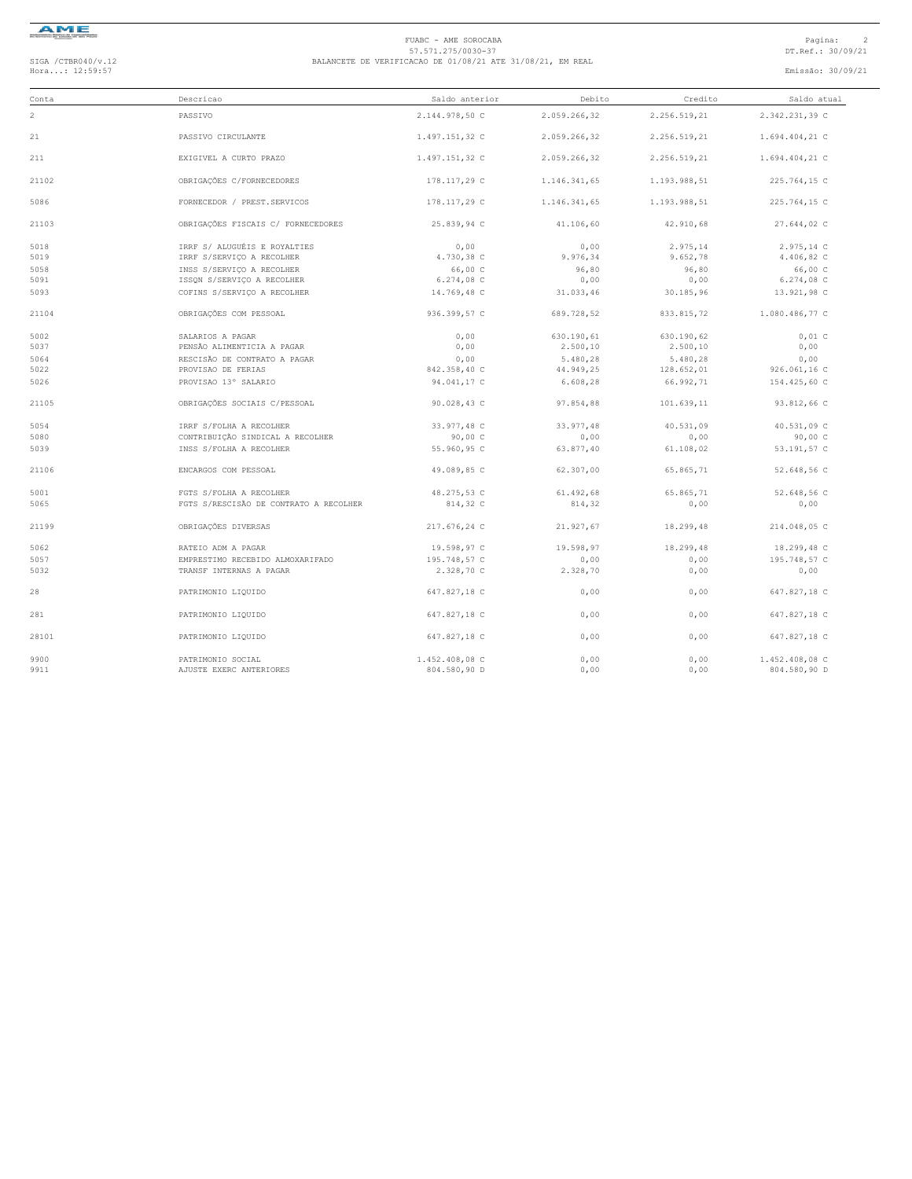FUABC - AME SOROCABA
57.571.275/0030-37
BALANCETE DE VERIFICACAO DE 01/08/21 ATE 31/08/21, EM REAL

SIGA /CTBR040/v.12
Hora...: 12:59:57

DT.Ref.: 30/09/21
Emissão: 30/09/21

| Conta | Descricao | Saldo anterior | Debito | Credito | Saldo atual |
|---|---|---|---|---|---|
| 2 | PASSIVO | 2.144.978,50 C | 2.059.266,32 | 2.256.519,21 | 2.342.231,39 C |
| 21 | PASSIVO CIRCULANTE | 1.497.151,32 C | 2.059.266,32 | 2.256.519,21 | 1.694.404,21 C |
| 211 | EXIGIVEL A CURTO PRAZO | 1.497.151,32 C | 2.059.266,32 | 2.256.519,21 | 1.694.404,21 C |
| 21102 | OBRIGAÇÕES C/FORNECEDORES | 178.117,29 C | 1.146.341,65 | 1.193.988,51 | 225.764,15 C |
| 5086 | FORNECEDOR / PREST.SERVICOS | 178.117,29 C | 1.146.341,65 | 1.193.988,51 | 225.764,15 C |
| 21103 | OBRIGAÇÕES FISCAIS C/ FORNECEDORES | 25.839,94 C | 41.106,60 | 42.910,68 | 27.644,02 C |
| 5018 | IRRF S/ ALUGUÉIS E ROYALTIES | 0,00 | 0,00 | 2.975,14 | 2.975,14 C |
| 5019 | IRRF S/SERVIÇO A RECOLHER | 4.730,38 C | 9.976,34 | 9.652,78 | 4.406,82 C |
| 5058 | INSS S/SERVIÇO A RECOLHER | 66,00 C | 96,80 | 96,80 | 66,00 C |
| 5091 | ISSQN S/SERVIÇO A RECOLHER | 6.274,08 C | 0,00 | 0,00 | 6.274,08 C |
| 5093 | COFINS S/SERVIÇO A RECOLHER | 14.769,48 C | 31.033,46 | 30.185,96 | 13.921,98 C |
| 21104 | OBRIGAÇÕES COM PESSOAL | 936.399,57 C | 689.728,52 | 833.815,72 | 1.080.486,77 C |
| 5002 | SALARIOS A PAGAR | 0,00 | 630.190,61 | 630.190,62 | 0,01 C |
| 5037 | PENSÃO ALIMENTICIA A PAGAR | 0,00 | 2.500,10 | 2.500,10 | 0,00 |
| 5064 | RESCISÃO DE CONTRATO A PAGAR | 0,00 | 5.480,28 | 5.480,28 | 0,00 |
| 5022 | PROVISAO DE FERIAS | 842.358,40 C | 44.949,25 | 128.652,01 | 926.061,16 C |
| 5026 | PROVISAO 13° SALARIO | 94.041,17 C | 6.608,28 | 66.992,71 | 154.425,60 C |
| 21105 | OBRIGAÇÕES SOCIAIS C/PESSOAL | 90.028,43 C | 97.854,88 | 101.639,11 | 93.812,66 C |
| 5054 | IRRF S/FOLHA A RECOLHER | 33.977,48 C | 33.977,48 | 40.531,09 | 40.531,09 C |
| 5080 | CONTRIBUIÇÃO SINDICAL A RECOLHER | 90,00 C | 0,00 | 0,00 | 90,00 C |
| 5039 | INSS S/FOLHA A RECOLHER | 55.960,95 C | 63.877,40 | 61.108,02 | 53.191,57 C |
| 21106 | ENCARGOS COM PESSOAL | 49.089,85 C | 62.307,00 | 65.865,71 | 52.648,56 C |
| 5001 | FGTS S/FOLHA A RECOLHER | 48.275,53 C | 61.492,68 | 65.865,71 | 52.648,56 C |
| 5065 | FGTS S/RESCISÃO DE CONTRATO A RECOLHER | 814,32 C | 814,32 | 0,00 | 0,00 |
| 21199 | OBRIGAÇÕES DIVERSAS | 217.676,24 C | 21.927,67 | 18.299,48 | 214.048,05 C |
| 5062 | RATEIO ADM A PAGAR | 19.598,97 C | 19.598,97 | 18.299,48 | 18.299,48 C |
| 5057 | EMPRESTIMO RECEBIDO ALMOXARIFADO | 195.748,57 C | 0,00 | 0,00 | 195.748,57 C |
| 5032 | TRANSF INTERNAS A PAGAR | 2.328,70 C | 2.328,70 | 0,00 | 0,00 |
| 28 | PATRIMONIO LIQUIDO | 647.827,18 C | 0,00 | 0,00 | 647.827,18 C |
| 281 | PATRIMONIO LIQUIDO | 647.827,18 C | 0,00 | 0,00 | 647.827,18 C |
| 28101 | PATRIMONIO LIQUIDO | 647.827,18 C | 0,00 | 0,00 | 647.827,18 C |
| 9900 | PATRIMONIO SOCIAL | 1.452.408,08 C | 0,00 | 0,00 | 1.452.408,08 C |
| 9911 | AJUSTE EXERC ANTERIORES | 804.580,90 D | 0,00 | 0,00 | 804.580,90 D |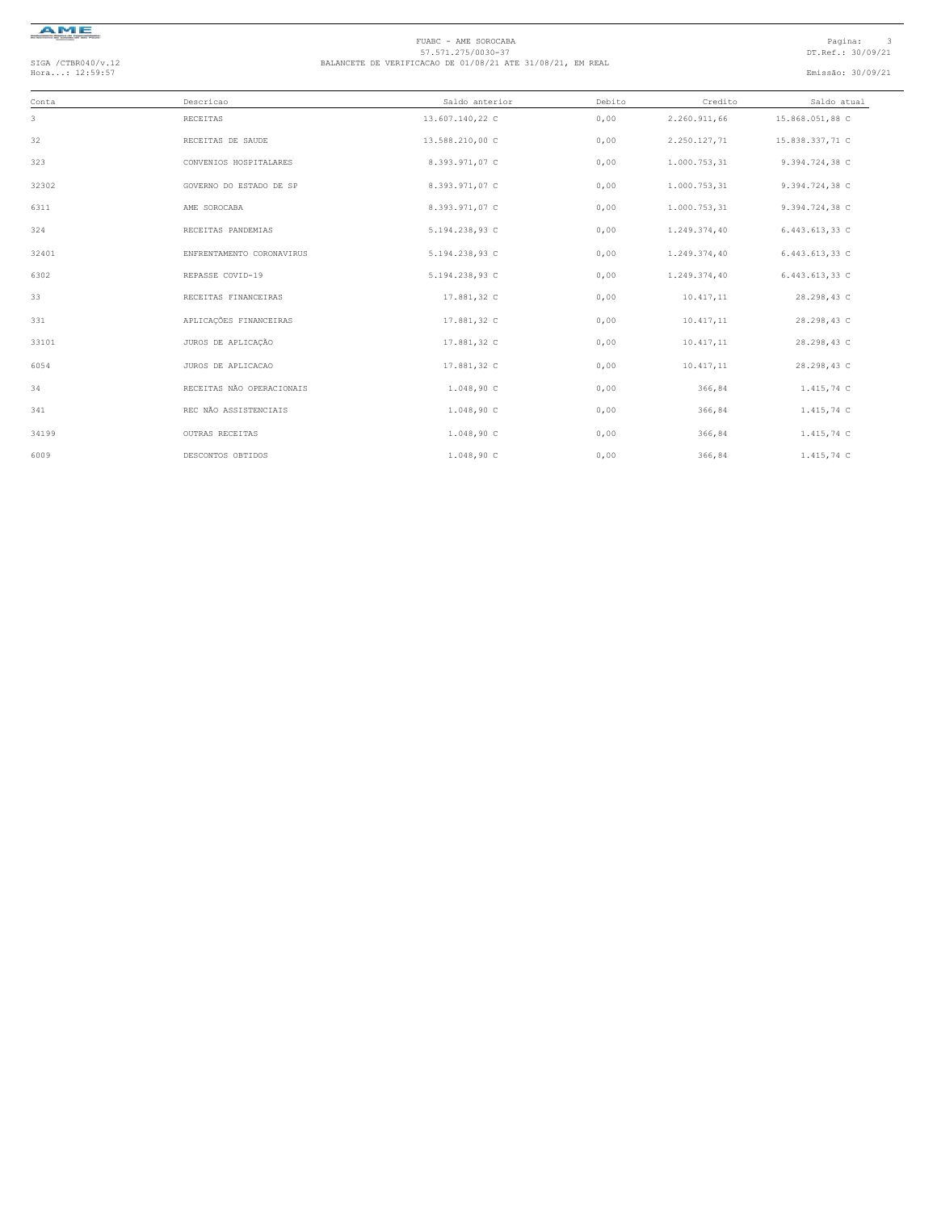FUABC - AME SOROCABA
57.571.275/0030-37
BALANCETE DE VERIFICACAO DE 01/08/21 ATE 31/08/21, EM REAL

SIGA /CTBR040/v.12
Hora...: 12:59:57

DT.Ref.: 30/09/21
Emissão: 30/09/21

| Conta | Descricao | Saldo anterior | Debito | Credito | Saldo atual |
|---|---|---|---|---|---|
| 3 | RECEITAS | 13.607.140,22 C | 0,00 | 2.260.911,66 | 15.868.051,88 C |
| 32 | RECEITAS DE SAUDE | 13.588.210,00 C | 0,00 | 2.250.127,71 | 15.838.337,71 C |
| 323 | CONVENIOS HOSPITALARES | 8.393.971,07 C | 0,00 | 1.000.753,31 | 9.394.724,38 C |
| 32302 | GOVERNO DO ESTADO DE SP | 8.393.971,07 C | 0,00 | 1.000.753,31 | 9.394.724,38 C |
| 6311 | AME SOROCABA | 8.393.971,07 C | 0,00 | 1.000.753,31 | 9.394.724,38 C |
| 324 | RECEITAS PANDEMIAS | 5.194.238,93 C | 0,00 | 1.249.374,40 | 6.443.613,33 C |
| 32401 | ENFRENTAMENTO CORONAVIRUS | 5.194.238,93 C | 0,00 | 1.249.374,40 | 6.443.613,33 C |
| 6302 | REPASSE COVID-19 | 5.194.238,93 C | 0,00 | 1.249.374,40 | 6.443.613,33 C |
| 33 | RECEITAS FINANCEIRAS | 17.881,32 C | 0,00 | 10.417,11 | 28.298,43 C |
| 331 | APLICAÇÕES FINANCEIRAS | 17.881,32 C | 0,00 | 10.417,11 | 28.298,43 C |
| 33101 | JUROS DE APLICAÇÃO | 17.881,32 C | 0,00 | 10.417,11 | 28.298,43 C |
| 6054 | JUROS DE APLICACAO | 17.881,32 C | 0,00 | 10.417,11 | 28.298,43 C |
| 34 | RECEITAS NÃO OPERACIONAIS | 1.048,90 C | 0,00 | 366,84 | 1.415,74 C |
| 341 | REC NÃO ASSISTENCIAIS | 1.048,90 C | 0,00 | 366,84 | 1.415,74 C |
| 34199 | OUTRAS RECEITAS | 1.048,90 C | 0,00 | 366,84 | 1.415,74 C |
| 6009 | DESCONTOS OBTIDOS | 1.048,90 C | 0,00 | 366,84 | 1.415,74 C |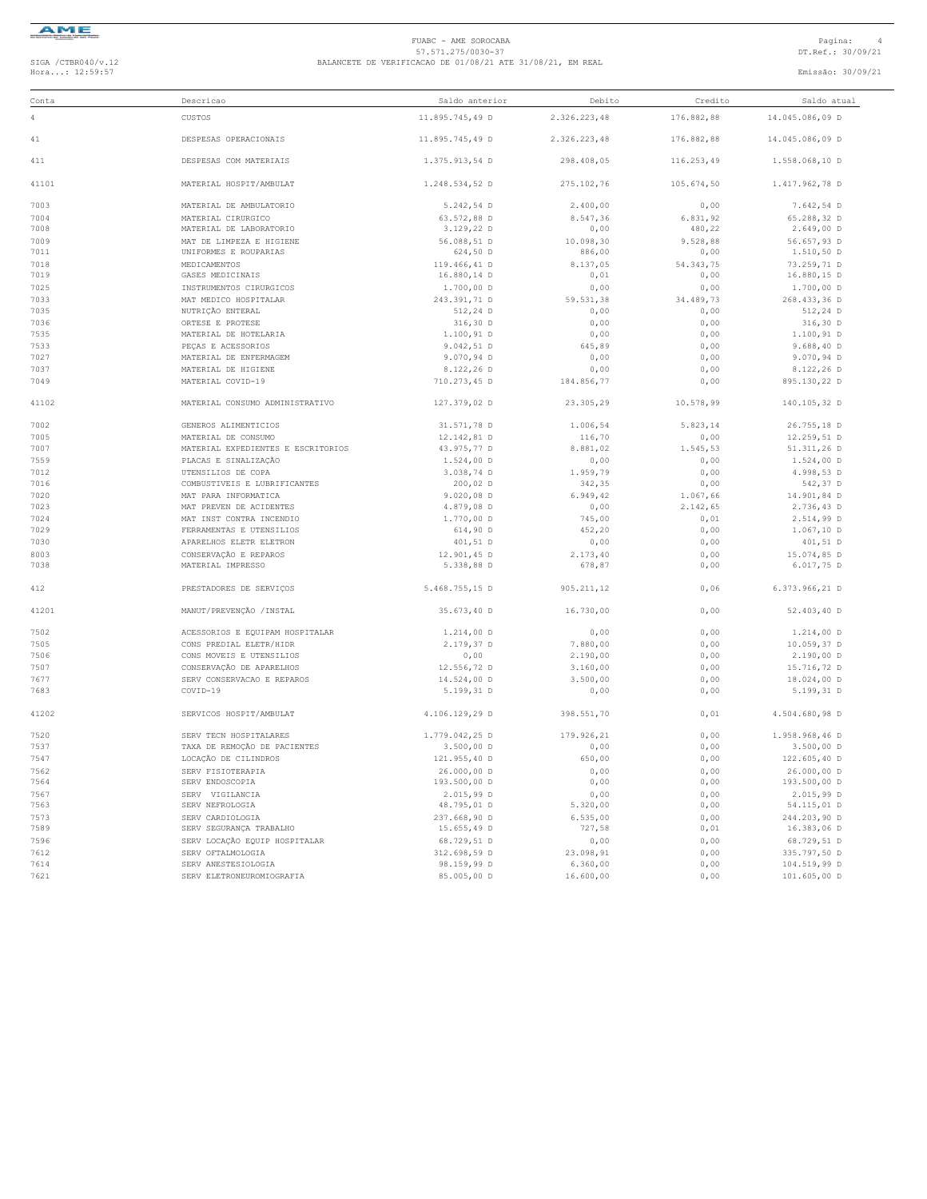FUABC - AME SOROCABA
57.571.275/0030-37
BALANCETE DE VERIFICACAO DE 01/08/21 ATE 31/08/21, EM REAL

SIGA /CTBR040/v.12
Hora...: 12:59:57

DT.Ref.: 30/09/21
Emissão: 30/09/21

| Conta | Descricao | Saldo anterior | Debito | Credito | Saldo atual |
|---|---|---|---|---|---|
| 4 | CUSTOS | 11.895.745,49 D | 2.326.223,48 | 176.882,88 | 14.045.086,09 D |
| 41 | DESPESAS OPERACIONAIS | 11.895.745,49 D | 2.326.223,48 | 176.882,88 | 14.045.086,09 D |
| 411 | DESPESAS COM MATERIAIS | 1.375.913,54 D | 298.408,05 | 116.253,49 | 1.558.068,10 D |
| 41101 | MATERIAL HOSPIT/AMBULAT | 1.248.534,52 D | 275.102,76 | 105.674,50 | 1.417.962,78 D |
| 7003 | MATERIAL DE AMBULATORIO | 5.242,54 D | 2.400,00 | 0,00 | 7.642,54 D |
| 7004 | MATERIAL CIRURGICO | 63.572,88 D | 8.547,36 | 6.831,92 | 65.288,32 D |
| 7008 | MATERIAL DE LABORATORIO | 3.129,22 D | 0,00 | 480,22 | 2.649,00 D |
| 7009 | MAT DE LIMPEZA E HIGIENE | 56.088,51 D | 10.098,30 | 9.528,88 | 56.657,93 D |
| 7011 | UNIFORMES E ROUPARIAS | 624,50 D | 886,00 | 0,00 | 1.510,50 D |
| 7018 | MEDICAMENTOS | 119.466,41 D | 8.137,05 | 54.343,75 | 73.259,71 D |
| 7019 | GASES MEDICINAIS | 16.880,14 D | 0,01 | 0,00 | 16.880,15 D |
| 7025 | INSTRUMENTOS CIRURGICOS | 1.700,00 D | 0,00 | 0,00 | 1.700,00 D |
| 7033 | MAT MEDICO HOSPITALAR | 243.391,71 D | 59.531,38 | 34.489,73 | 268.433,36 D |
| 7035 | NUTRIÇÃO ENTERAL | 512,24 D | 0,00 | 0,00 | 512,24 D |
| 7036 | ORTESE E PROTESE | 316,30 D | 0,00 | 0,00 | 316,30 D |
| 7535 | MATERIAL DE HOTELARIA | 1.100,91 D | 0,00 | 0,00 | 1.100,91 D |
| 7533 | PEÇAS E ACESSORIOS | 9.042,51 D | 645,89 | 0,00 | 9.688,40 D |
| 7027 | MATERIAL DE ENFERMAGEM | 9.070,94 D | 0,00 | 0,00 | 9.070,94 D |
| 7037 | MATERIAL DE HIGIENE | 8.122,26 D | 0,00 | 0,00 | 8.122,26 D |
| 7049 | MATERIAL COVID-19 | 710.273,45 D | 184.856,77 | 0,00 | 895.130,22 D |
| 41102 | MATERIAL CONSUMO ADMINISTRATIVO | 127.379,02 D | 23.305,29 | 10.578,99 | 140.105,32 D |
| 7002 | GENEROS ALIMENTICIOS | 31.571,78 D | 1.006,54 | 5.823,14 | 26.755,18 D |
| 7005 | MATERIAL DE CONSUMO | 12.142,81 D | 116,70 | 0,00 | 12.259,51 D |
| 7007 | MATERIAL EXPEDIENTES E ESCRITORIOS | 43.975,77 D | 8.881,02 | 1.545,53 | 51.311,26 D |
| 7559 | PLACAS E SINALIZAÇÃO | 1.524,00 D | 0,00 | 0,00 | 1.524,00 D |
| 7012 | UTENSILIOS DE COPA | 3.038,74 D | 1.959,79 | 0,00 | 4.998,53 D |
| 7016 | COMBUSTIVEIS E LUBRIFICANTES | 200,02 D | 342,35 | 0,00 | 542,37 D |
| 7020 | MAT PARA INFORMATICA | 9.020,08 D | 6.949,42 | 1.067,66 | 14.901,84 D |
| 7023 | MAT PREVEN DE ACIDENTES | 4.879,08 D | 0,00 | 2.142,65 | 2.736,43 D |
| 7024 | MAT INST CONTRA INCENDIO | 1.770,00 D | 745,00 | 0,01 | 2.514,99 D |
| 7029 | FERRAMENTAS E UTENSILIOS | 614,90 D | 452,20 | 0,00 | 1.067,10 D |
| 7030 | APARELHOS ELETR ELETRON | 401,51 D | 0,00 | 0,00 | 401,51 D |
| 8003 | CONSERVAÇÃO E REPAROS | 12.901,45 D | 2.173,40 | 0,00 | 15.074,85 D |
| 7038 | MATERIAL IMPRESSO | 5.338,88 D | 678,87 | 0,00 | 6.017,75 D |
| 412 | PRESTADORES DE SERVIÇOS | 5.468.755,15 D | 905.211,12 | 0,06 | 6.373.966,21 D |
| 41201 | MANUT/PREVENÇÃO /INSTAL | 35.673,40 D | 16.730,00 | 0,00 | 52.403,40 D |
| 7502 | ACESSORIOS E EQUIPAM HOSPITALAR | 1.214,00 D | 0,00 | 0,00 | 1.214,00 D |
| 7505 | CONS PREDIAL ELETR/HIDR | 2.179,37 D | 7.880,00 | 0,00 | 10.059,37 D |
| 7506 | CONS MOVEIS E UTENSILIOS | 0,00 | 2.190,00 | 0,00 | 2.190,00 D |
| 7507 | CONSERVAÇÃO DE APARELHOS | 12.556,72 D | 3.160,00 | 0,00 | 15.716,72 D |
| 7677 | SERV CONSERVACAO E REPAROS | 14.524,00 D | 3.500,00 | 0,00 | 18.024,00 D |
| 7683 | COVID-19 | 5.199,31 D | 0,00 | 0,00 | 5.199,31 D |
| 41202 | SERVICOS HOSPIT/AMBULAT | 4.106.129,29 D | 398.551,70 | 0,01 | 4.504.680,98 D |
| 7520 | SERV TECN HOSPITALARES | 1.779.042,25 D | 179.926,21 | 0,00 | 1.958.968,46 D |
| 7537 | TAXA DE REMOÇÃO DE PACIENTES | 3.500,00 D | 0,00 | 0,00 | 3.500,00 D |
| 7547 | LOCAÇÃO DE CILINDROS | 121.955,40 D | 650,00 | 0,00 | 122.605,40 D |
| 7562 | SERV FISIOTERAPIA | 26.000,00 D | 0,00 | 0,00 | 26.000,00 D |
| 7564 | SERV ENDOSCOPIA | 193.500,00 D | 0,00 | 0,00 | 193.500,00 D |
| 7567 | SERV VIGILANCIA | 2.015,99 D | 0,00 | 0,00 | 2.015,99 D |
| 7563 | SERV NEFROLOGIA | 48.795,01 D | 5.320,00 | 0,00 | 54.115,01 D |
| 7573 | SERV CARDIOLOGIA | 237.668,90 D | 6.535,00 | 0,00 | 244.203,90 D |
| 7589 | SERV SEGURANÇA TRABALHO | 15.655,49 D | 727,58 | 0,01 | 16.383,06 D |
| 7596 | SERV LOCAÇÃO EQUIP HOSPITALAR | 68.729,51 D | 0,00 | 0,00 | 68.729,51 D |
| 7612 | SERV OFTALMOLOGIA | 312.698,59 D | 23.098,91 | 0,00 | 335.797,50 D |
| 7614 | SERV ANESTESIOLOGIA | 98.159,99 D | 6.360,00 | 0,00 | 104.519,99 D |
| 7621 | SERV ELETRONEUROMIOGRAFIA | 85.005,00 D | 16.600,00 | 0,00 | 101.605,00 D |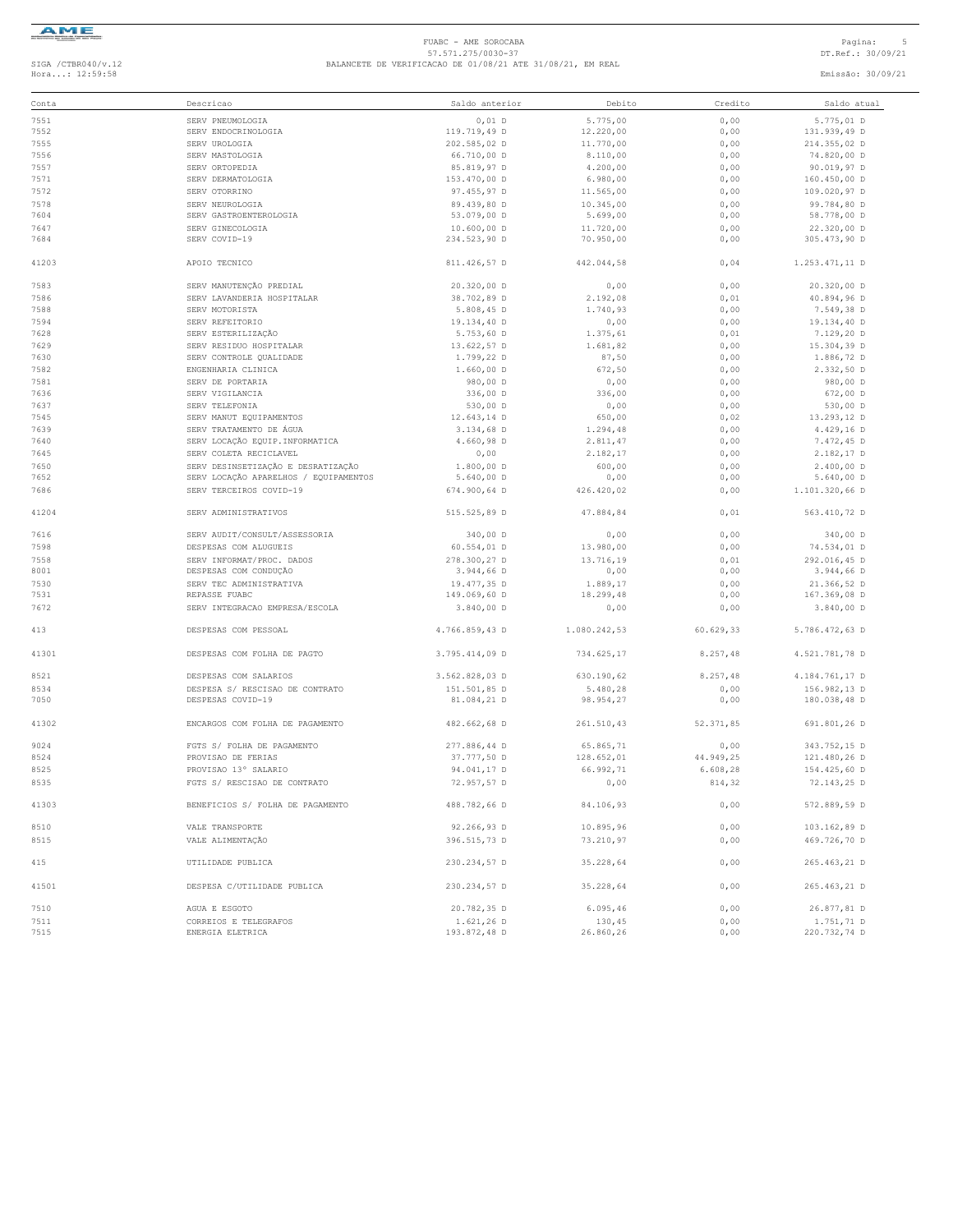FUABC - AME SOROCABA
57.571.275/0030-37
BALANCETE DE VERIFICACAO DE 01/08/21 ATE 31/08/21, EM REAL

SIGA /CTBR040/v.12
Hora...: 12:59:58

DT.Ref.: 30/09/21
Emissão: 30/09/21

| Conta | Descricao | Saldo anterior | Debito | Credito | Saldo atual |
|---|---|---|---|---|---|
| 7551 | SERV PNEUMOLOGIA | 0,01 D | 5.775,00 | 0,00 | 5.775,01 D |
| 7552 | SERV ENDOCRINOLOGIA | 119.719,49 D | 12.220,00 | 0,00 | 131.939,49 D |
| 7555 | SERV UROLOGIA | 202.585,02 D | 11.770,00 | 0,00 | 214.355,02 D |
| 7556 | SERV MASTOLOGIA | 66.710,00 D | 8.110,00 | 0,00 | 74.820,00 D |
| 7557 | SERV ORTOPEDIA | 85.819,97 D | 4.200,00 | 0,00 | 90.019,97 D |
| 7571 | SERV DERMATOLOGIA | 153.470,00 D | 6.980,00 | 0,00 | 160.450,00 D |
| 7572 | SERV OTORRINO | 97.455,97 D | 11.565,00 | 0,00 | 109.020,97 D |
| 7578 | SERV NEUROLOGIA | 89.439,80 D | 10.345,00 | 0,00 | 99.784,80 D |
| 7604 | SERV GASTROENTEROLOGIA | 53.079,00 D | 5.699,00 | 0,00 | 58.778,00 D |
| 7647 | SERV GINECOLOGIA | 10.600,00 D | 11.720,00 | 0,00 | 22.320,00 D |
| 7684 | SERV COVID-19 | 234.523,90 D | 70.950,00 | 0,00 | 305.473,90 D |
| 41203 | APOIO TECNICO | 811.426,57 D | 442.044,58 | 0,04 | 1.253.471,11 D |
| 7583 | SERV MANUTENÇÃO PREDIAL | 20.320,00 D | 0,00 | 0,00 | 20.320,00 D |
| 7586 | SERV LAVANDERIA HOSPITALAR | 38.702,89 D | 2.192,08 | 0,01 | 40.894,96 D |
| 7588 | SERV MOTORISTA | 5.808,45 D | 1.740,93 | 0,00 | 7.549,38 D |
| 7594 | SERV REFEITORIO | 19.134,40 D | 0,00 | 0,00 | 19.134,40 D |
| 7628 | SERV ESTERILIZAÇÃO | 5.753,60 D | 1.375,61 | 0,01 | 7.129,20 D |
| 7629 | SERV RESIDUO HOSPITALAR | 13.622,57 D | 1.681,82 | 0,00 | 15.304,39 D |
| 7630 | SERV CONTROLE QUALIDADE | 1.799,22 D | 87,50 | 0,00 | 1.886,72 D |
| 7582 | ENGENHARIA CLINICA | 1.660,00 D | 672,50 | 0,00 | 2.332,50 D |
| 7581 | SERV DE PORTARIA | 980,00 D | 0,00 | 0,00 | 980,00 D |
| 7636 | SERV VIGILANCIA | 336,00 D | 336,00 | 0,00 | 672,00 D |
| 7637 | SERV TELEFONIA | 530,00 D | 0,00 | 0,00 | 530,00 D |
| 7545 | SERV MANUT EQUIPAMENTOS | 12.643,14 D | 650,00 | 0,02 | 13.293,12 D |
| 7639 | SERV TRATAMENTO DE ÁGUA | 3.134,68 D | 1.294,48 | 0,00 | 4.429,16 D |
| 7640 | SERV LOCAÇÃO EQUIP.INFORMATICA | 4.660,98 D | 2.811,47 | 0,00 | 7.472,45 D |
| 7645 | SERV COLETA RECICLAVEL | 0,00 | 2.182,17 | 0,00 | 2.182,17 D |
| 7650 | SERV DESINSETIZAÇÃO E DESRATIZAÇÃO | 1.800,00 D | 600,00 | 0,00 | 2.400,00 D |
| 7652 | SERV LOCAÇÃO APARELHOS / EQUIPAMENTOS | 5.640,00 D | 0,00 | 0,00 | 5.640,00 D |
| 7686 | SERV TERCEIROS COVID-19 | 674.900,64 D | 426.420,02 | 0,00 | 1.101.320,66 D |
| 41204 | SERV ADMINISTRATIVOS | 515.525,89 D | 47.884,84 | 0,01 | 563.410,72 D |
| 7616 | SERV AUDIT/CONSULT/ASSESSORIA | 340,00 D | 0,00 | 0,00 | 340,00 D |
| 7598 | DESPESAS COM ALUGUEIS | 60.554,01 D | 13.980,00 | 0,00 | 74.534,01 D |
| 7558 | SERV INFORMAT/PROC. DADOS | 278.300,27 D | 13.716,19 | 0,01 | 292.016,45 D |
| 8001 | DESPESAS COM CONDUÇÃO | 3.944,66 D | 0,00 | 0,00 | 3.944,66 D |
| 7530 | SERV TEC ADMINISTRATIVA | 19.477,35 D | 1.889,17 | 0,00 | 21.366,52 D |
| 7531 | REPASSE FUABC | 149.069,60 D | 18.299,48 | 0,00 | 167.369,08 D |
| 7672 | SERV INTEGRACAO EMPRESA/ESCOLA | 3.840,00 D | 0,00 | 0,00 | 3.840,00 D |
| 413 | DESPESAS COM PESSOAL | 4.766.859,43 D | 1.080.242,53 | 60.629,33 | 5.786.472,63 D |
| 41301 | DESPESAS COM FOLHA DE PAGTO | 3.795.414,09 D | 734.625,17 | 8.257,48 | 4.521.781,78 D |
| 8521 | DESPESAS COM SALARIOS | 3.562.828,03 D | 630.190,62 | 8.257,48 | 4.184.761,17 D |
| 8534 | DESPESA S/ RESCISAO DE CONTRATO | 151.501,85 D | 5.480,28 | 0,00 | 156.982,13 D |
| 7050 | DESPESAS COVID-19 | 81.084,21 D | 98.954,27 | 0,00 | 180.038,48 D |
| 41302 | ENCARGOS COM FOLHA DE PAGAMENTO | 482.662,68 D | 261.510,43 | 52.371,85 | 691.801,26 D |
| 9024 | FGTS S/ FOLHA DE PAGAMENTO | 277.886,44 D | 65.865,71 | 0,00 | 343.752,15 D |
| 8524 | PROVISAO DE FERIAS | 37.777,50 D | 128.652,01 | 44.949,25 | 121.480,26 D |
| 8525 | PROVISAO 13° SALARIO | 94.041,17 D | 66.992,71 | 6.608,28 | 154.425,60 D |
| 8535 | FGTS S/ RESCISAO DE CONTRATO | 72.957,57 D | 0,00 | 814,32 | 72.143,25 D |
| 41303 | BENEFICIOS S/ FOLHA DE PAGAMENTO | 488.782,66 D | 84.106,93 | 0,00 | 572.889,59 D |
| 8510 | VALE TRANSPORTE | 92.266,93 D | 10.895,96 | 0,00 | 103.162,89 D |
| 8515 | VALE ALIMENTAÇÃO | 396.515,73 D | 73.210,97 | 0,00 | 469.726,70 D |
| 415 | UTILIDADE PUBLICA | 230.234,57 D | 35.228,64 | 0,00 | 265.463,21 D |
| 41501 | DESPESA C/UTILIDADE PUBLICA | 230.234,57 D | 35.228,64 | 0,00 | 265.463,21 D |
| 7510 | AGUA E ESGOTO | 20.782,35 D | 6.095,46 | 0,00 | 26.877,81 D |
| 7511 | CORREIOS E TELEGRAFOS | 1.621,26 D | 130,45 | 0,00 | 1.751,71 D |
| 7515 | ENERGIA ELETRICA | 193.872,48 D | 26.860,26 | 0,00 | 220.732,74 D |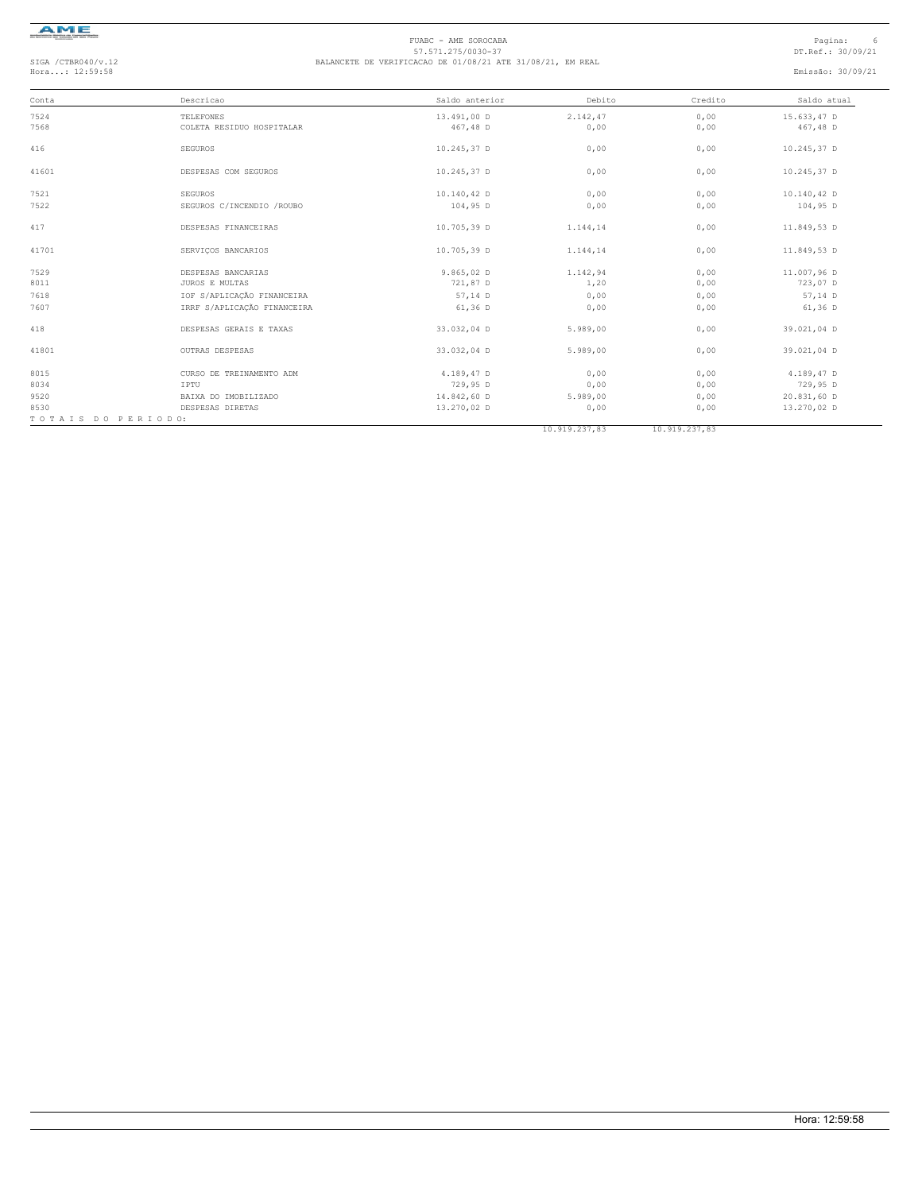FUABC - AME SOROCABA
57.571.275/0030-37
BALANCETE DE VERIFICACAO DE 01/08/21 ATE 31/08/21, EM REAL

SIGA /CTBR040/v.12
Hora...: 12:59:58

DT.Ref.: 30/09/21
Emissão: 30/09/21

| Conta | Descricao | Saldo anterior | Debito | Credito | Saldo atual |
|---|---|---|---|---|---|
| 7524 | TELEFONES | 13.491,00 D | 2.142,47 | 0,00 | 15.633,47 D |
| 7568 | COLETA RESIDUO HOSPITALAR | 467,48 D | 0,00 | 0,00 | 467,48 D |
| 416 | SEGUROS | 10.245,37 D | 0,00 | 0,00 | 10.245,37 D |
| 41601 | DESPESAS COM SEGUROS | 10.245,37 D | 0,00 | 0,00 | 10.245,37 D |
| 7521 | SEGUROS | 10.140,42 D | 0,00 | 0,00 | 10.140,42 D |
| 7522 | SEGUROS C/INCENDIO /ROUBO | 104,95 D | 0,00 | 0,00 | 104,95 D |
| 417 | DESPESAS FINANCEIRAS | 10.705,39 D | 1.144,14 | 0,00 | 11.849,53 D |
| 41701 | SERVIÇOS BANCARIOS | 10.705,39 D | 1.144,14 | 0,00 | 11.849,53 D |
| 7529 | DESPESAS BANCARIAS | 9.865,02 D | 1.142,94 | 0,00 | 11.007,96 D |
| 8011 | JUROS E MULTAS | 721,87 D | 1,20 | 0,00 | 723,07 D |
| 7618 | IOF S/APLICAÇÃO FINANCEIRA | 57,14 D | 0,00 | 0,00 | 57,14 D |
| 7607 | IRRF S/APLICAÇÃO FINANCEIRA | 61,36 D | 0,00 | 0,00 | 61,36 D |
| 418 | DESPESAS GERAIS E TAXAS | 33.032,04 D | 5.989,00 | 0,00 | 39.021,04 D |
| 41801 | OUTRAS DESPESAS | 33.032,04 D | 5.989,00 | 0,00 | 39.021,04 D |
| 8015 | CURSO DE TREINAMENTO ADM | 4.189,47 D | 0,00 | 0,00 | 4.189,47 D |
| 8034 | IPTU | 729,95 D | 0,00 | 0,00 | 729,95 D |
| 9520 | BAIXA DO IMOBILIZADO | 14.842,60 D | 5.989,00 | 0,00 | 20.831,60 D |
| 8530 | DESPESAS DIRETAS | 13.270,02 D | 0,00 | 0,00 | 13.270,02 D |
| T O T A I S  D O  P E R I O D O: | | | 10.919.237,83 | 10.919.237,83 | |